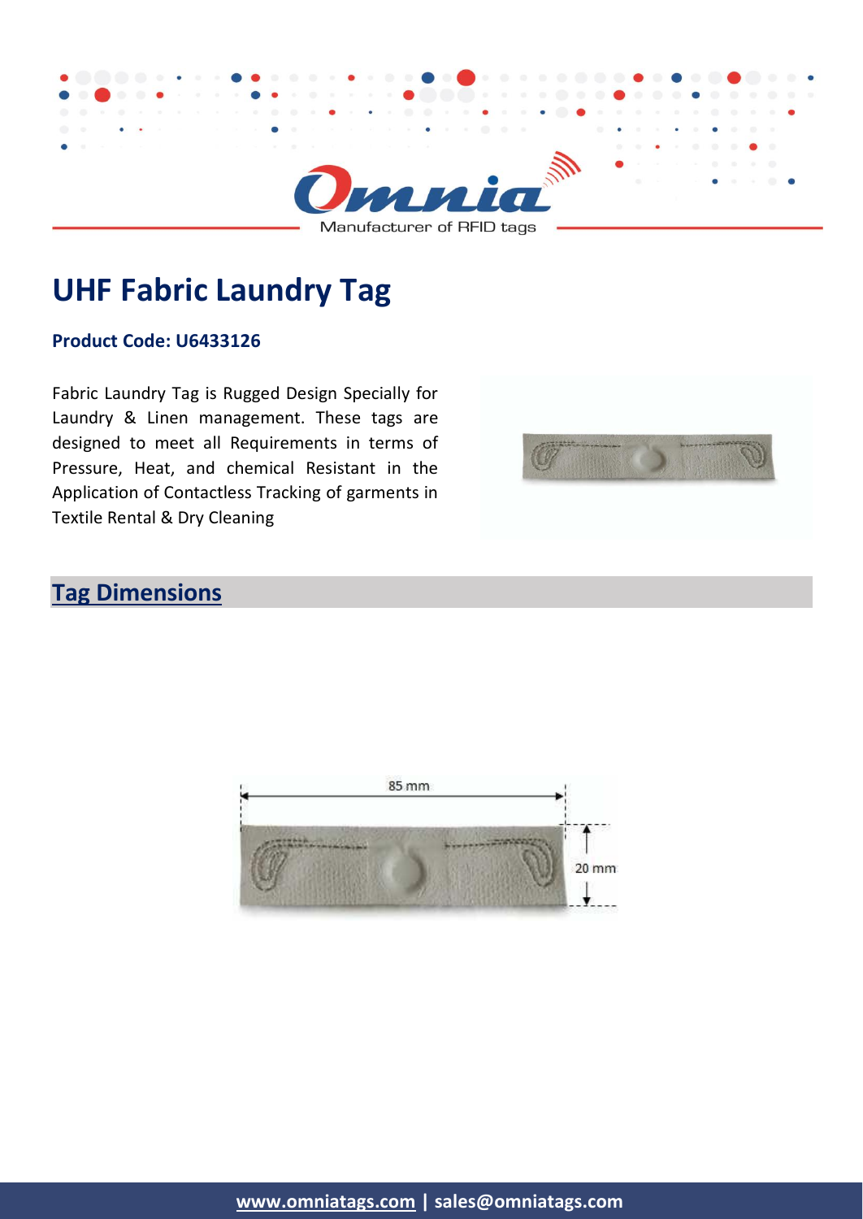# UHF Fabric Laundry Tag

**Product Code: U6433126**

Fabric Laundry Tag is Rugged Design Specially for Laundry & Linen management. These tags are designed to meet all Requirements in terms of Pressure, Heat, and chemical Resistant in the Application of Contactless Tracking of garments in Textile Rental & Dry Cleaning

## Tag Dimensions

85 mm

20 mm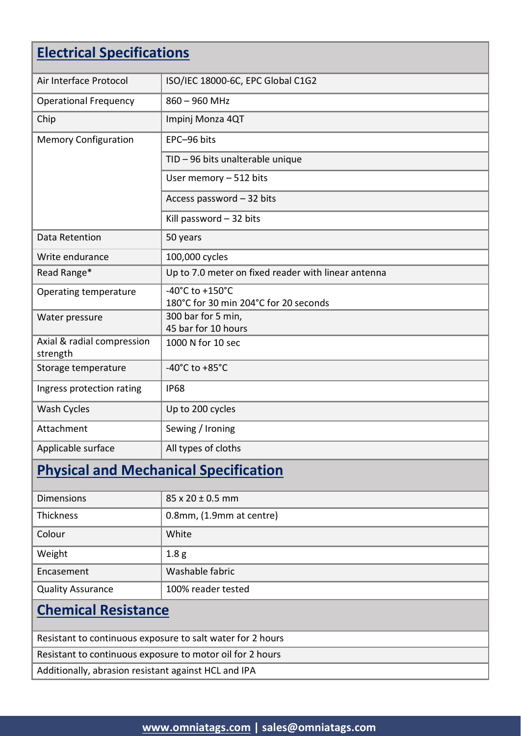## Electrical Specifications

| | |
|---|---|
| Air Interface Protocol | ISO/IEC 18000-6C, EPC Global C1G2 |
| Operational Frequency | 860 – 960 MHz |
| Chip | Impinj Monza 4QT |
| Memory Configuration | EPC–96 bits |
| | TID – 96 bits unalterable unique |
| | User memory – 512 bits |
| | Access password – 32 bits |
| | Kill password – 32 bits |
| Data Retention | 50 years |
| Write endurance | 100,000 cycles |
| Read Range* | Up to 7.0 meter on fixed reader with linear antenna |
| Operating temperature | -40°C to +150°C<br>180°C for 30 min 204°C for 20 seconds |
| Water pressure | 300 bar for 5 min,<br>45 bar for 10 hours |
| Axial & radial compression strength | 1000 N for 10 sec |
| Storage temperature | -40°C to +85°C |
| Ingress protection rating | IP68 |
| Wash Cycles | Up to 200 cycles |
| Attachment | Sewing / Ironing |
| Applicable surface | All types of cloths |

## Physical and Mechanical Specification

| | |
|---|---|
| Dimensions | 85 x 20 ± 0.5 mm |
| Thickness | 0.8mm, (1.9mm at centre) |
| Colour | White |
| Weight | 1.8 g |
| Encasement | Washable fabric |
| Quality Assurance | 100% reader tested |

## Chemical Resistance

Resistant to continuous exposure to salt water for 2 hours

Resistant to continuous exposure to motor oil for 2 hours

Additionally, abrasion resistant against HCL and IPA

**www.omniatags.com | sales@omniatags.com**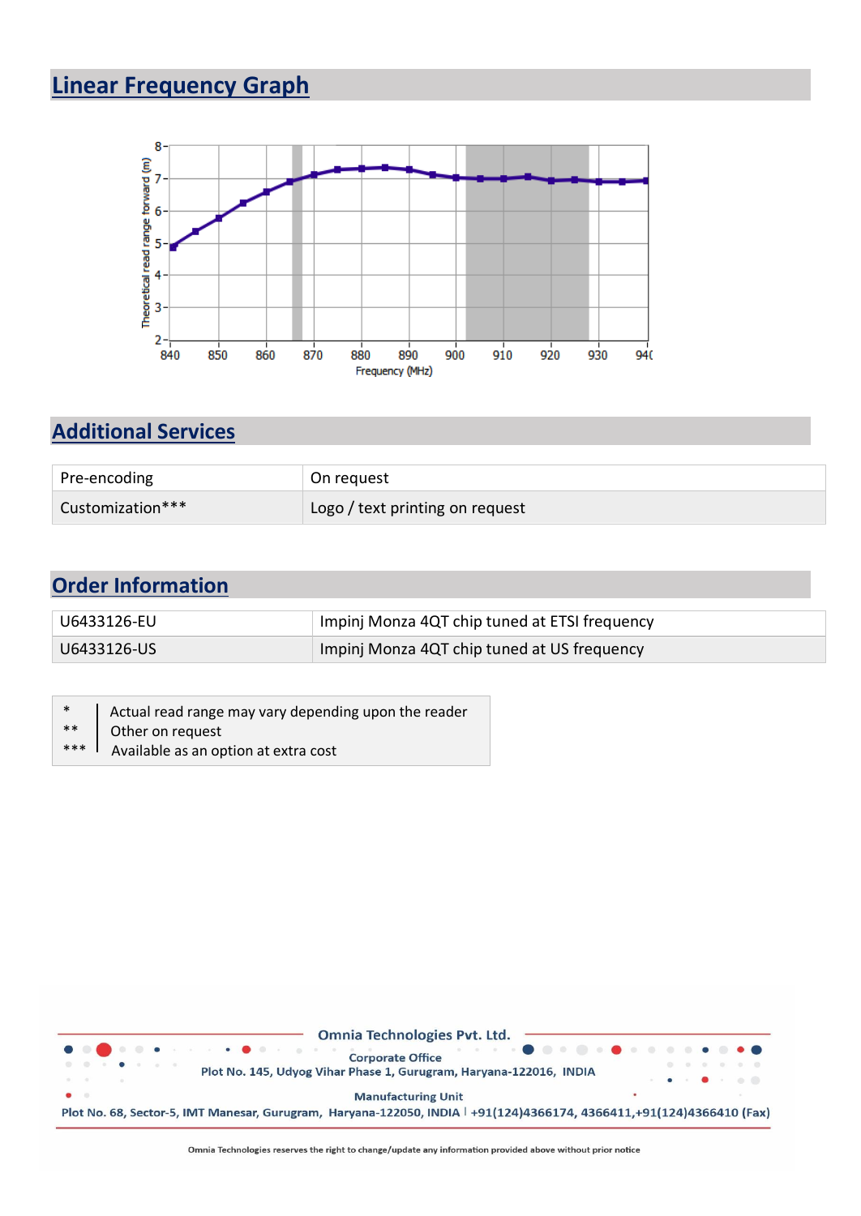## Linear Frequency Graph

Theoretical read range forward (m)

8
7
6
5
4
3
2

840 850 860 870 880 890 900 910 920 930 940

Frequency (MHz)

## Additional Services

| | |
|---|---|
| Pre-encoding | On request |
| Customization*** | Logo / text printing on request |

## Order Information

| | |
|---|---|
| U6433126-EU | Impinj Monza 4QT chip tuned at ETSI frequency |
| U6433126-US | Impinj Monza 4QT chip tuned at US frequency |

| | |
|---|---|
| * | Actual read range may vary depending upon the reader |
| ** | Other on request |
| *** | Available as an option at extra cost |

**Omnia Technologies Pvt. Ltd.**

**Corporate Office**
Plot No. 145, Udyog Vihar Phase 1, Gurugram, Haryana-122016, INDIA

**Manufacturing Unit**
Plot No. 68, Sector-5, IMT Manesar, Gurugram, Haryana-122050, INDIA | +91(124)4366174, 4366411,+91(124)4366410 (Fax)

Omnia Technologies reserves the right to change/update any information provided above without prior notice